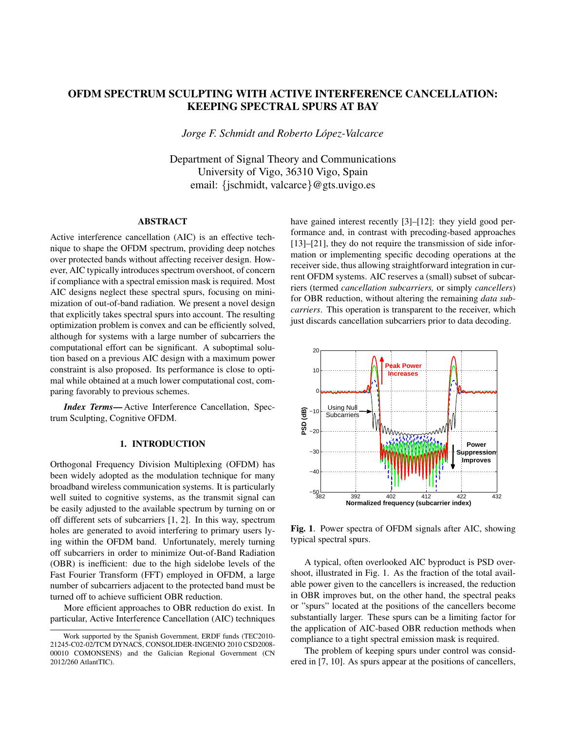# OFDM SPECTRUM SCULPTING WITH ACTIVE INTERFERENCE CANCELLATION: KEEPING SPECTRAL SPURS AT BAY

*Jorge F. Schmidt and Roberto López-Valcarce*

Department of Signal Theory and Communications
University of Vigo, 36310 Vigo, Spain
email: {jschmidt, valcarce}@gts.uvigo.es

## ABSTRACT

Active interference cancellation (AIC) is an effective technique to shape the OFDM spectrum, providing deep notches over protected bands without affecting receiver design. However, AIC typically introduces spectrum overshoot, of concern if compliance with a spectral emission mask is required. Most AIC designs neglect these spectral spurs, focusing on minimization of out-of-band radiation. We present a novel design that explicitly takes spectral spurs into account. The resulting optimization problem is convex and can be efficiently solved, although for systems with a large number of subcarriers the computational effort can be significant. A suboptimal solution based on a previous AIC design with a maximum power constraint is also proposed. Its performance is close to optimal while obtained at a much lower computational cost, comparing favorably to previous schemes.

***Index Terms*—** Active Interference Cancellation, Spectrum Sculpting, Cognitive OFDM.

## 1. INTRODUCTION

Orthogonal Frequency Division Multiplexing (OFDM) has been widely adopted as the modulation technique for many broadband wireless communication systems. It is particularly well suited to cognitive systems, as the transmit signal can be easily adjusted to the available spectrum by turning on or off different sets of subcarriers [1, 2]. In this way, spectrum holes are generated to avoid interfering to primary users lying within the OFDM band. Unfortunately, merely turning off subcarriers in order to minimize Out-of-Band Radiation (OBR) is inefficient: due to the high sidelobe levels of the Fast Fourier Transform (FFT) employed in OFDM, a large number of subcarriers adjacent to the protected band must be turned off to achieve sufficient OBR reduction.

More efficient approaches to OBR reduction do exist. In particular, Active Interference Cancellation (AIC) techniques have gained interest recently [3]–[12]: they yield good performance and, in contrast with precoding-based approaches [13]–[21], they do not require the transmission of side information or implementing specific decoding operations at the receiver side, thus allowing straightforward integration in current OFDM systems. AIC reserves a (small) subset of subcarriers (termed *cancellation subcarriers,* or simply *cancellers*) for OBR reduction, without altering the remaining *data subcarriers*. This operation is transparent to the receiver, which just discards cancellation subcarriers prior to data decoding.

**Fig. 1**. Power spectra of OFDM signals after AIC, showing typical spectral spurs.

A typical, often overlooked AIC byproduct is PSD overshoot, illustrated in Fig. 1. As the fraction of the total available power given to the cancellers is increased, the reduction in OBR improves but, on the other hand, the spectral peaks or "spurs" located at the positions of the cancellers become substantially larger. These spurs can be a limiting factor for the application of AIC-based OBR reduction methods when compliance to a tight spectral emission mask is required.

The problem of keeping spurs under control was considered in [7, 10]. As spurs appear at the positions of cancellers,

Work supported by the Spanish Government, ERDF funds (TEC2010-21245-C02-02/TCM DYNACS, CONSOLIDER-INGENIO 2010 CSD2008-00010 COMONSENS) and the Galician Regional Government (CN 2012/260 AtlantTIC).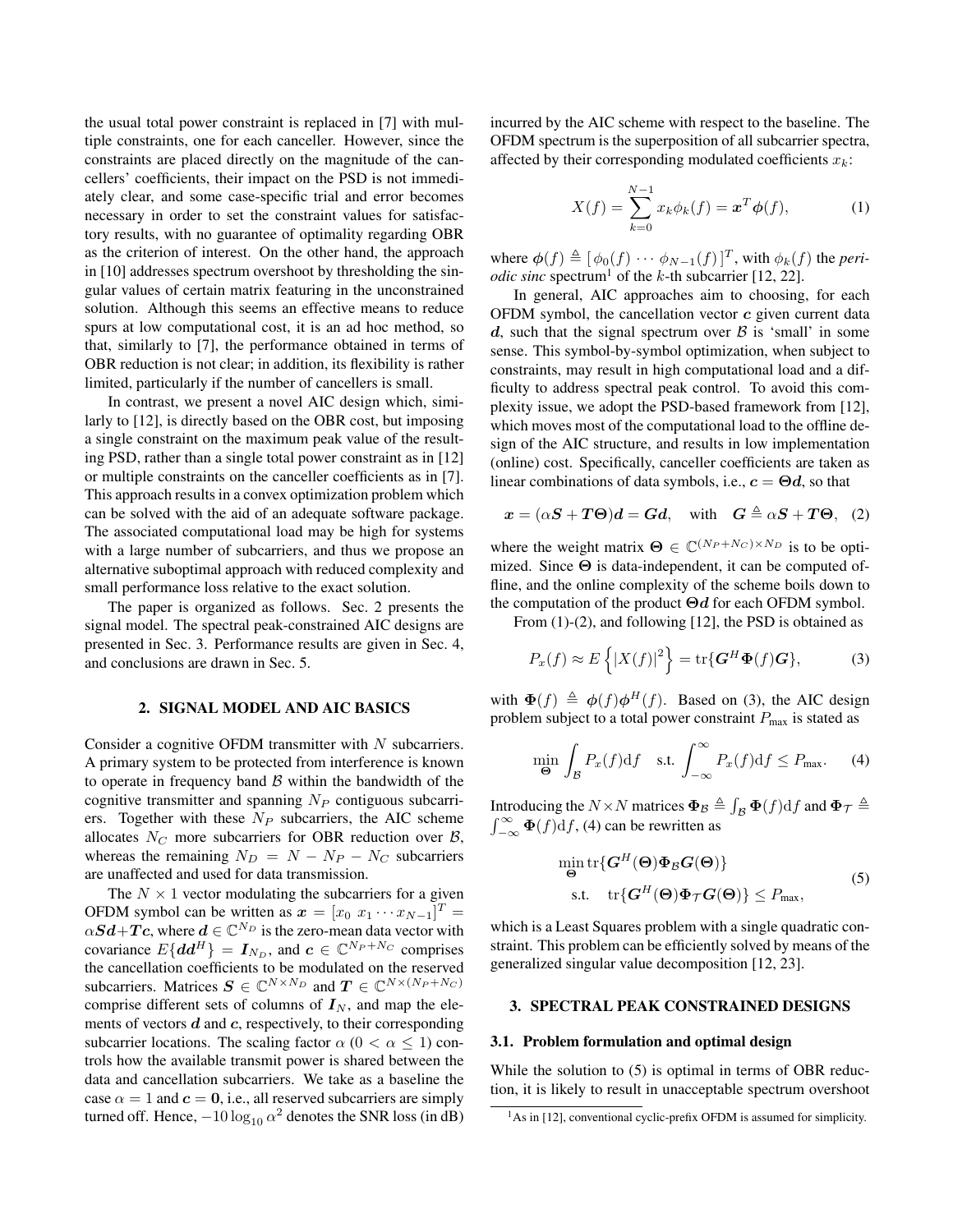the usual total power constraint is replaced in [7] with multiple constraints, one for each canceller. However, since the constraints are placed directly on the magnitude of the cancellers' coefficients, their impact on the PSD is not immediately clear, and some case-specific trial and error becomes necessary in order to set the constraint values for satisfactory results, with no guarantee of optimality regarding OBR as the criterion of interest. On the other hand, the approach in [10] addresses spectrum overshoot by thresholding the singular values of certain matrix featuring in the unconstrained solution. Although this seems an effective means to reduce spurs at low computational cost, it is an ad hoc method, so that, similarly to [7], the performance obtained in terms of OBR reduction is not clear; in addition, its flexibility is rather limited, particularly if the number of cancellers is small.

In contrast, we present a novel AIC design which, similarly to [12], is directly based on the OBR cost, but imposing a single constraint on the maximum peak value of the resulting PSD, rather than a single total power constraint as in [12] or multiple constraints on the canceller coefficients as in [7]. This approach results in a convex optimization problem which can be solved with the aid of an adequate software package. The associated computational load may be high for systems with a large number of subcarriers, and thus we propose an alternative suboptimal approach with reduced complexity and small performance loss relative to the exact solution.

The paper is organized as follows. Sec. 2 presents the signal model. The spectral peak-constrained AIC designs are presented in Sec. 3. Performance results are given in Sec. 4, and conclusions are drawn in Sec. 5.

## 2. SIGNAL MODEL AND AIC BASICS

Consider a cognitive OFDM transmitter with $N$ subcarriers. A primary system to be protected from interference is known to operate in frequency band $\mathcal{B}$ within the bandwidth of the cognitive transmitter and spanning $N_P$ contiguous subcarriers. Together with these $N_P$ subcarriers, the AIC scheme allocates $N_C$ more subcarriers for OBR reduction over $\mathcal{B}$, whereas the remaining $N_D = N - N_P - N_C$ subcarriers are unaffected and used for data transmission.

The $N \times 1$ vector modulating the subcarriers for a given OFDM symbol can be written as $\boldsymbol{x} = [x_0 \; x_1 \cdots x_{N-1}]^T = \alpha \boldsymbol{S}\boldsymbol{d} + \boldsymbol{T}\boldsymbol{c}$, where $\boldsymbol{d} \in \mathbb{C}^{N_D}$ is the zero-mean data vector with covariance $E\{\boldsymbol{d}\boldsymbol{d}^H\} = \boldsymbol{I}_{N_D}$, and $\boldsymbol{c} \in \mathbb{C}^{N_P+N_C}$ comprises the cancellation coefficients to be modulated on the reserved subcarriers. Matrices $\boldsymbol{S} \in \mathbb{C}^{N \times N_D}$ and $\boldsymbol{T} \in \mathbb{C}^{N \times (N_P+N_C)}$ comprise different sets of columns of $\boldsymbol{I}_N$, and map the elements of vectors $\boldsymbol{d}$ and $\boldsymbol{c}$, respectively, to their corresponding subcarrier locations. The scaling factor $\alpha$ ($0 < \alpha \leq 1$) controls how the available transmit power is shared between the data and cancellation subcarriers. We take as a baseline the case $\alpha = 1$ and $\boldsymbol{c} = \boldsymbol{0}$, i.e., all reserved subcarriers are simply turned off. Hence, $-10 \log_{10} \alpha^2$ denotes the SNR loss (in dB) incurred by the AIC scheme with respect to the baseline. The OFDM spectrum is the superposition of all subcarrier spectra, affected by their corresponding modulated coefficients $x_k$:

$$X(f) = \sum_{k=0}^{N-1} x_k \phi_k(f) = \boldsymbol{x}^T \boldsymbol{\phi}(f), \tag{1}$$

where $\boldsymbol{\phi}(f) \triangleq [\, \phi_0(f) \cdots \phi_{N-1}(f) \,]^T$, with $\phi_k(f)$ the *periodic sinc* spectrum[1] of the $k$-th subcarrier [12, 22].

In general, AIC approaches aim to choosing, for each OFDM symbol, the cancellation vector $\boldsymbol{c}$ given current data $\boldsymbol{d}$, such that the signal spectrum over $\mathcal{B}$ is 'small' in some sense. This symbol-by-symbol optimization, when subject to constraints, may result in high computational load and a difficulty to address spectral peak control. To avoid this complexity issue, we adopt the PSD-based framework from [12], which moves most of the computational load to the offline design of the AIC structure, and results in low implementation (online) cost. Specifically, canceller coefficients are taken as linear combinations of data symbols, i.e., $\boldsymbol{c} = \boldsymbol{\Theta}\boldsymbol{d}$, so that

$$\boldsymbol{x} = (\alpha \boldsymbol{S} + \boldsymbol{T}\boldsymbol{\Theta})\boldsymbol{d} = \boldsymbol{G}\boldsymbol{d}, \quad \text{with} \quad \boldsymbol{G} \triangleq \alpha \boldsymbol{S} + \boldsymbol{T}\boldsymbol{\Theta}, \tag{2}$$

where the weight matrix $\boldsymbol{\Theta} \in \mathbb{C}^{(N_P+N_C)\times N_D}$ is to be optimized. Since $\boldsymbol{\Theta}$ is data-independent, it can be computed offline, and the online complexity of the scheme boils down to the computation of the product $\boldsymbol{\Theta}\boldsymbol{d}$ for each OFDM symbol.

From (1)-(2), and following [12], the PSD is obtained as

$$P_x(f) \approx E\left\{|X(f)|^2\right\} = \mathrm{tr}\{\boldsymbol{G}^H \boldsymbol{\Phi}(f) \boldsymbol{G}\}, \tag{3}$$

with $\boldsymbol{\Phi}(f) \triangleq \boldsymbol{\phi}(f)\boldsymbol{\phi}^H(f)$. Based on (3), the AIC design problem subject to a total power constraint $P_{\max}$ is stated as

$$\min_{\boldsymbol{\Theta}} \int_{\mathcal{B}} P_x(f) \mathrm{d}f \quad \text{s.t.} \int_{-\infty}^{\infty} P_x(f) \mathrm{d}f \leq P_{\max}. \tag{4}$$

Introducing the $N \times N$ matrices $\boldsymbol{\Phi}_{\mathcal{B}} \triangleq \int_{\mathcal{B}} \boldsymbol{\Phi}(f) \mathrm{d}f$ and $\boldsymbol{\Phi}_{\mathcal{T}} \triangleq \int_{-\infty}^{\infty} \boldsymbol{\Phi}(f) \mathrm{d}f$, (4) can be rewritten as

$$\begin{aligned} \min_{\boldsymbol{\Theta}} \; & \mathrm{tr}\{\boldsymbol{G}^H(\boldsymbol{\Theta}) \boldsymbol{\Phi}_{\mathcal{B}} \boldsymbol{G}(\boldsymbol{\Theta})\} \\ \text{s.t.} \quad & \mathrm{tr}\{\boldsymbol{G}^H(\boldsymbol{\Theta}) \boldsymbol{\Phi}_{\mathcal{T}} \boldsymbol{G}(\boldsymbol{\Theta})\} \leq P_{\max}, \end{aligned} \tag{5}$$

which is a Least Squares problem with a single quadratic constraint. This problem can be efficiently solved by means of the generalized singular value decomposition [12, 23].

## 3. SPECTRAL PEAK CONSTRAINED DESIGNS

### 3.1. Problem formulation and optimal design

While the solution to (5) is optimal in terms of OBR reduction, it is likely to result in unacceptable spectrum overshoot

[1] As in [12], conventional cyclic-prefix OFDM is assumed for simplicity.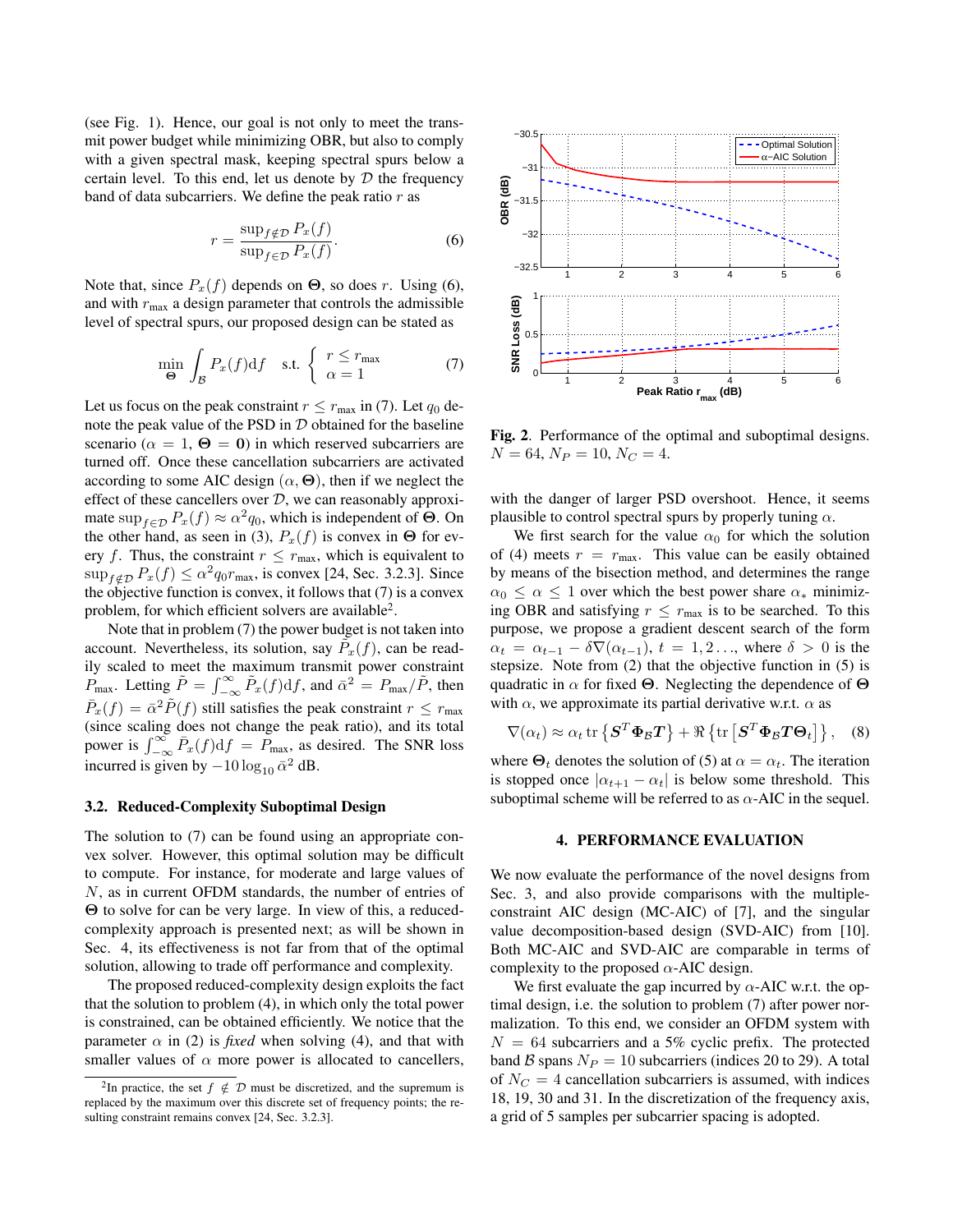(see Fig. 1). Hence, our goal is not only to meet the transmit power budget while minimizing OBR, but also to comply with a given spectral mask, keeping spectral spurs below a certain level. To this end, let us denote by $\mathcal{D}$ the frequency band of data subcarriers. We define the peak ratio $r$ as

$$r = \frac{\sup_{f \notin \mathcal{D}} P_x(f)}{\sup_{f \in \mathcal{D}} P_x(f)}. \tag{6}$$

Note that, since $P_x(f)$ depends on $\mathbf{\Theta}$, so does $r$. Using (6), and with $r_{\max}$ a design parameter that controls the admissible level of spectral spurs, our proposed design can be stated as

$$\min_{\mathbf{\Theta}} \int_{\mathcal{B}} P_x(f) \mathrm{d}f \quad \text{s.t.} \begin{cases} r \leq r_{\max} \\ \alpha = 1 \end{cases} \tag{7}$$

Let us focus on the peak constraint $r \leq r_{\max}$ in (7). Let $q_0$ denote the peak value of the PSD in $\mathcal{D}$ obtained for the baseline scenario ($\alpha = 1$, $\mathbf{\Theta} = \mathbf{0}$) in which reserved subcarriers are turned off. Once these cancellation subcarriers are activated according to some AIC design $(\alpha, \mathbf{\Theta})$, then if we neglect the effect of these cancellers over $\mathcal{D}$, we can reasonably approximate $\sup_{f \in \mathcal{D}} P_x(f) \approx \alpha^2 q_0$, which is independent of $\mathbf{\Theta}$. On the other hand, as seen in (3), $P_x(f)$ is convex in $\mathbf{\Theta}$ for every $f$. Thus, the constraint $r \leq r_{\max}$, which is equivalent to $\sup_{f \notin \mathcal{D}} P_x(f) \leq \alpha^2 q_0 r_{\max}$, is convex [24, Sec. 3.2.3]. Since the objective function is convex, it follows that (7) is a convex problem, for which efficient solvers are available[2].

Note that in problem (7) the power budget is not taken into account. Nevertheless, its solution, say $\tilde{P}_x(f)$, can be readily scaled to meet the maximum transmit power constraint $P_{\max}$. Letting $\tilde{P} = \int_{-\infty}^{\infty} \tilde{P}_x(f) \mathrm{d}f$, and $\bar{\alpha}^2 = P_{\max}/\tilde{P}$, then $\bar{P}_x(f) = \bar{\alpha}^2 \tilde{P}(f)$ still satisfies the peak constraint $r \leq r_{\max}$ (since scaling does not change the peak ratio), and its total power is $\int_{-\infty}^{\infty} \bar{P}_x(f) \mathrm{d}f = P_{\max}$, as desired. The SNR loss incurred is given by $-10 \log_{10} \bar{\alpha}^2$ dB.

### 3.2. Reduced-Complexity Suboptimal Design

The solution to (7) can be found using an appropriate convex solver. However, this optimal solution may be difficult to compute. For instance, for moderate and large values of $N$, as in current OFDM standards, the number of entries of $\mathbf{\Theta}$ to solve for can be very large. In view of this, a reduced-complexity approach is presented next; as will be shown in Sec. 4, its effectiveness is not far from that of the optimal solution, allowing to trade off performance and complexity.

The proposed reduced-complexity design exploits the fact that the solution to problem (4), in which only the total power is constrained, can be obtained efficiently. We notice that the parameter $\alpha$ in (2) is *fixed* when solving (4), and that with smaller values of $\alpha$ more power is allocated to cancellers, with the danger of larger PSD overshoot. Hence, it seems plausible to control spectral spurs by properly tuning $\alpha$.

[2] In practice, the set $f \notin \mathcal{D}$ must be discretized, and the supremum is replaced by the maximum over this discrete set of frequency points; the resulting constraint remains convex [24, Sec. 3.2.3].

**Fig. 2**. Performance of the optimal and suboptimal designs. $N = 64$, $N_P = 10$, $N_C = 4$.

We first search for the value $\alpha_0$ for which the solution of (4) meets $r = r_{\max}$. This value can be easily obtained by means of the bisection method, and determines the range $\alpha_0 \leq \alpha \leq 1$ over which the best power share $\alpha_*$ minimizing OBR and satisfying $r \leq r_{\max}$ is to be searched. To this purpose, we propose a gradient descent search of the form $\alpha_t = \alpha_{t-1} - \delta \nabla(\alpha_{t-1})$, $t = 1, 2 \ldots$, where $\delta > 0$ is the stepsize. Note from (2) that the objective function in (5) is quadratic in $\alpha$ for fixed $\mathbf{\Theta}$. Neglecting the dependence of $\mathbf{\Theta}$ with $\alpha$, we approximate its partial derivative w.r.t. $\alpha$ as

$$\nabla(\alpha_t) \approx \alpha_t \operatorname{tr}\left\{\boldsymbol{S}^T \boldsymbol{\Phi}_{\mathcal{B}} \boldsymbol{T}\right\} + \Re\left\{\operatorname{tr}\left[\boldsymbol{S}^T \boldsymbol{\Phi}_{\mathcal{B}} \boldsymbol{T} \mathbf{\Theta}_t\right]\right\}, \tag{8}$$

where $\mathbf{\Theta}_t$ denotes the solution of (5) at $\alpha = \alpha_t$. The iteration is stopped once $|\alpha_{t+1} - \alpha_t|$ is below some threshold. This suboptimal scheme will be referred to as $\alpha$-AIC in the sequel.

## 4. PERFORMANCE EVALUATION

We now evaluate the performance of the novel designs from Sec. 3, and also provide comparisons with the multiple-constraint AIC design (MC-AIC) of [7], and the singular value decomposition-based design (SVD-AIC) from [10]. Both MC-AIC and SVD-AIC are comparable in terms of complexity to the proposed $\alpha$-AIC design.

We first evaluate the gap incurred by $\alpha$-AIC w.r.t. the optimal design, i.e. the solution to problem (7) after power normalization. To this end, we consider an OFDM system with $N = 64$ subcarriers and a 5% cyclic prefix. The protected band $\mathcal{B}$ spans $N_P = 10$ subcarriers (indices 20 to 29). A total of $N_C = 4$ cancellation subcarriers is assumed, with indices 18, 19, 30 and 31. In the discretization of the frequency axis, a grid of 5 samples per subcarrier spacing is adopted.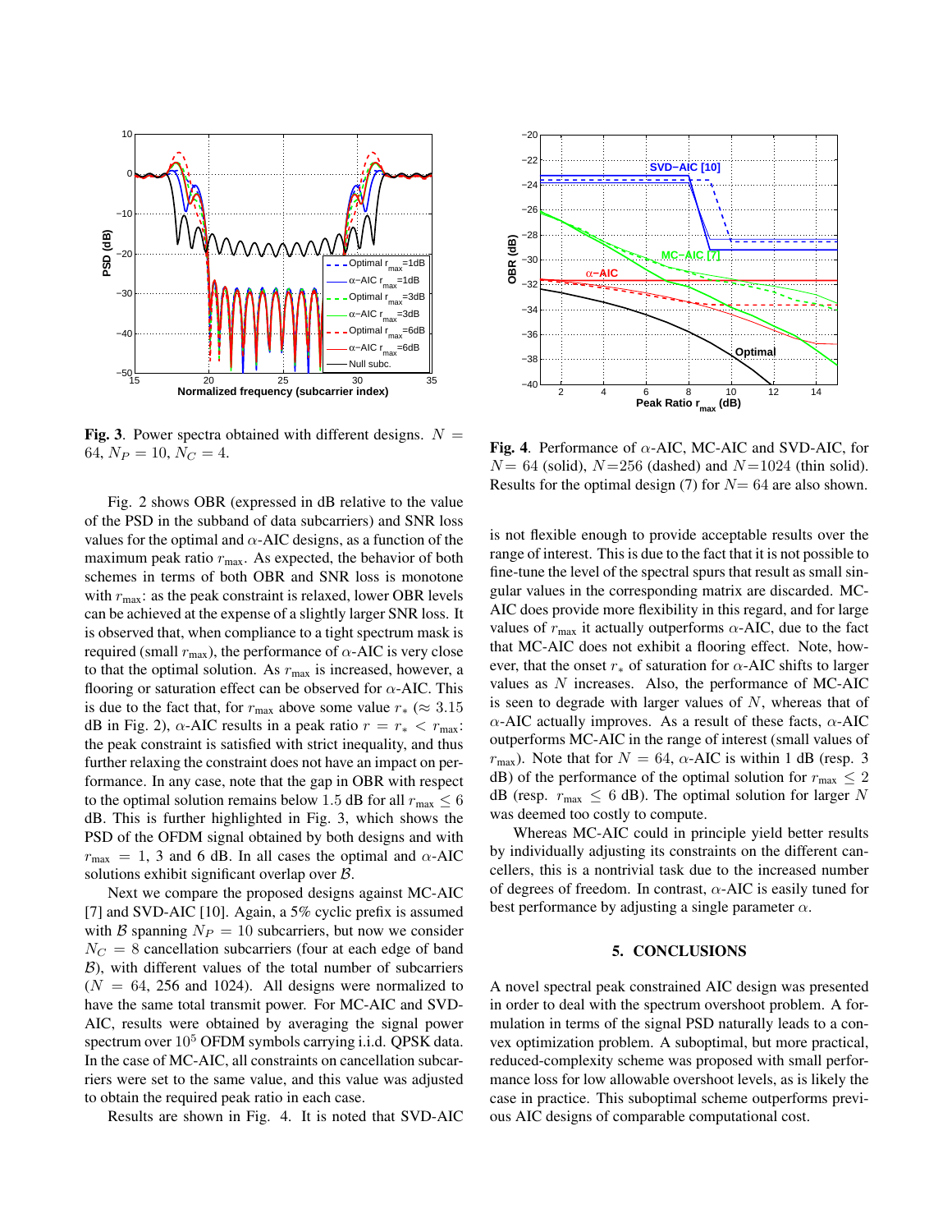**Fig. 3**. Power spectra obtained with different designs. $N = 64$, $N_P = 10$, $N_C = 4$.

**Fig. 4**. Performance of $\alpha$-AIC, MC-AIC and SVD-AIC, for $N= 64$ (solid), $N=256$ (dashed) and $N=1024$ (thin solid). Results for the optimal design (7) for $N= 64$ are also shown.

Fig. 2 shows OBR (expressed in dB relative to the value of the PSD in the subband of data subcarriers) and SNR loss values for the optimal and $\alpha$-AIC designs, as a function of the maximum peak ratio $r_{\max}$. As expected, the behavior of both schemes in terms of both OBR and SNR loss is monotone with $r_{\max}$: as the peak constraint is relaxed, lower OBR levels can be achieved at the expense of a slightly larger SNR loss. It is observed that, when compliance to a tight spectrum mask is required (small $r_{\max}$), the performance of $\alpha$-AIC is very close to that the optimal solution. As $r_{\max}$ is increased, however, a flooring or saturation effect can be observed for $\alpha$-AIC. This is due to the fact that, for $r_{\max}$ above some value $r_*$ ($\approx 3.15$ dB in Fig. 2), $\alpha$-AIC results in a peak ratio $r = r_* < r_{\max}$: the peak constraint is satisfied with strict inequality, and thus further relaxing the constraint does not have an impact on performance. In any case, note that the gap in OBR with respect to the optimal solution remains below $1.5$ dB for all $r_{\max} \leq 6$ dB. This is further highlighted in Fig. 3, which shows the PSD of the OFDM signal obtained by both designs and with $r_{\max} = 1$, 3 and 6 dB. In all cases the optimal and $\alpha$-AIC solutions exhibit significant overlap over $\mathcal{B}$.

Next we compare the proposed designs against MC-AIC [7] and SVD-AIC [10]. Again, a 5% cyclic prefix is assumed with $\mathcal{B}$ spanning $N_P = 10$ subcarriers, but now we consider $N_C = 8$ cancellation subcarriers (four at each edge of band $\mathcal{B}$), with different values of the total number of subcarriers ($N = 64$, 256 and 1024). All designs were normalized to have the same total transmit power. For MC-AIC and SVD-AIC, results were obtained by averaging the signal power spectrum over $10^5$ OFDM symbols carrying i.i.d. QPSK data. In the case of MC-AIC, all constraints on cancellation subcarriers were set to the same value, and this value was adjusted to obtain the required peak ratio in each case.

Results are shown in Fig. 4. It is noted that SVD-AIC is not flexible enough to provide acceptable results over the range of interest. This is due to the fact that it is not possible to fine-tune the level of the spectral spurs that result as small singular values in the corresponding matrix are discarded. MC-AIC does provide more flexibility in this regard, and for large values of $r_{\max}$ it actually outperforms $\alpha$-AIC, due to the fact that MC-AIC does not exhibit a flooring effect. Note, however, that the onset $r_*$ of saturation for $\alpha$-AIC shifts to larger values as $N$ increases. Also, the performance of MC-AIC is seen to degrade with larger values of $N$, whereas that of $\alpha$-AIC actually improves. As a result of these facts, $\alpha$-AIC outperforms MC-AIC in the range of interest (small values of $r_{\max}$). Note that for $N = 64$, $\alpha$-AIC is within 1 dB (resp. 3 dB) of the performance of the optimal solution for $r_{\max} \leq 2$ dB (resp. $r_{\max} \leq 6$ dB). The optimal solution for larger $N$ was deemed too costly to compute.

Whereas MC-AIC could in principle yield better results by individually adjusting its constraints on the different cancellers, this is a nontrivial task due to the increased number of degrees of freedom. In contrast, $\alpha$-AIC is easily tuned for best performance by adjusting a single parameter $\alpha$.

## 5. CONCLUSIONS

A novel spectral peak constrained AIC design was presented in order to deal with the spectrum overshoot problem. A formulation in terms of the signal PSD naturally leads to a convex optimization problem. A suboptimal, but more practical, reduced-complexity scheme was proposed with small performance loss for low allowable overshoot levels, as is likely the case in practice. This suboptimal scheme outperforms previous AIC designs of comparable computational cost.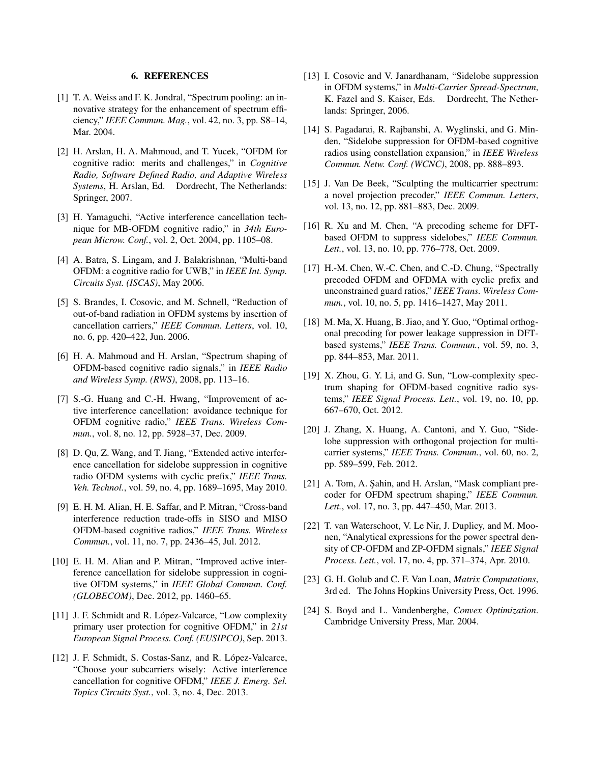## 6. REFERENCES

[1] T. A. Weiss and F. K. Jondral, "Spectrum pooling: an innovative strategy for the enhancement of spectrum efficiency," *IEEE Commun. Mag.*, vol. 42, no. 3, pp. S8–14, Mar. 2004.

[2] H. Arslan, H. A. Mahmoud, and T. Yucek, "OFDM for cognitive radio: merits and challenges," in *Cognitive Radio, Software Defined Radio, and Adaptive Wireless Systems*, H. Arslan, Ed. Dordrecht, The Netherlands: Springer, 2007.

[3] H. Yamaguchi, "Active interference cancellation technique for MB-OFDM cognitive radio," in *34th European Microw. Conf.*, vol. 2, Oct. 2004, pp. 1105–08.

[4] A. Batra, S. Lingam, and J. Balakrishnan, "Multi-band OFDM: a cognitive radio for UWB," in *IEEE Int. Symp. Circuits Syst. (ISCAS)*, May 2006.

[5] S. Brandes, I. Cosovic, and M. Schnell, "Reduction of out-of-band radiation in OFDM systems by insertion of cancellation carriers," *IEEE Commun. Letters*, vol. 10, no. 6, pp. 420–422, Jun. 2006.

[6] H. A. Mahmoud and H. Arslan, "Spectrum shaping of OFDM-based cognitive radio signals," in *IEEE Radio and Wireless Symp. (RWS)*, 2008, pp. 113–16.

[7] S.-G. Huang and C.-H. Hwang, "Improvement of active interference cancellation: avoidance technique for OFDM cognitive radio," *IEEE Trans. Wireless Commun.*, vol. 8, no. 12, pp. 5928–37, Dec. 2009.

[8] D. Qu, Z. Wang, and T. Jiang, "Extended active interference cancellation for sidelobe suppression in cognitive radio OFDM systems with cyclic prefix," *IEEE Trans. Veh. Technol.*, vol. 59, no. 4, pp. 1689–1695, May 2010.

[9] E. H. M. Alian, H. E. Saffar, and P. Mitran, "Cross-band interference reduction trade-offs in SISO and MISO OFDM-based cognitive radios," *IEEE Trans. Wireless Commun.*, vol. 11, no. 7, pp. 2436–45, Jul. 2012.

[10] E. H. M. Alian and P. Mitran, "Improved active interference cancellation for sidelobe suppression in cognitive OFDM systems," in *IEEE Global Commun. Conf. (GLOBECOM)*, Dec. 2012, pp. 1460–65.

[11] J. F. Schmidt and R. López-Valcarce, "Low complexity primary user protection for cognitive OFDM," in *21st European Signal Process. Conf. (EUSIPCO)*, Sep. 2013.

[12] J. F. Schmidt, S. Costas-Sanz, and R. López-Valcarce, "Choose your subcarriers wisely: Active interference cancellation for cognitive OFDM," *IEEE J. Emerg. Sel. Topics Circuits Syst.*, vol. 3, no. 4, Dec. 2013.

[13] I. Cosovic and V. Janardhanam, "Sidelobe suppression in OFDM systems," in *Multi-Carrier Spread-Spectrum*, K. Fazel and S. Kaiser, Eds. Dordrecht, The Netherlands: Springer, 2006.

[14] S. Pagadarai, R. Rajbanshi, A. Wyglinski, and G. Minden, "Sidelobe suppression for OFDM-based cognitive radios using constellation expansion," in *IEEE Wireless Commun. Netw. Conf. (WCNC)*, 2008, pp. 888–893.

[15] J. Van De Beek, "Sculpting the multicarrier spectrum: a novel projection precoder," *IEEE Commun. Letters*, vol. 13, no. 12, pp. 881–883, Dec. 2009.

[16] R. Xu and M. Chen, "A precoding scheme for DFT-based OFDM to suppress sidelobes," *IEEE Commun. Lett.*, vol. 13, no. 10, pp. 776–778, Oct. 2009.

[17] H.-M. Chen, W.-C. Chen, and C.-D. Chung, "Spectrally precoded OFDM and OFDMA with cyclic prefix and unconstrained guard ratios," *IEEE Trans. Wireless Commun.*, vol. 10, no. 5, pp. 1416–1427, May 2011.

[18] M. Ma, X. Huang, B. Jiao, and Y. Guo, "Optimal orthogonal precoding for power leakage suppression in DFT-based systems," *IEEE Trans. Commun.*, vol. 59, no. 3, pp. 844–853, Mar. 2011.

[19] X. Zhou, G. Y. Li, and G. Sun, "Low-complexity spectrum shaping for OFDM-based cognitive radio systems," *IEEE Signal Process. Lett.*, vol. 19, no. 10, pp. 667–670, Oct. 2012.

[20] J. Zhang, X. Huang, A. Cantoni, and Y. Guo, "Sidelobe suppression with orthogonal projection for multicarrier systems," *IEEE Trans. Commun.*, vol. 60, no. 2, pp. 589–599, Feb. 2012.

[21] A. Tom, A. Şahin, and H. Arslan, "Mask compliant precoder for OFDM spectrum shaping," *IEEE Commun. Lett.*, vol. 17, no. 3, pp. 447–450, Mar. 2013.

[22] T. van Waterschoot, V. Le Nir, J. Duplicy, and M. Moonen, "Analytical expressions for the power spectral density of CP-OFDM and ZP-OFDM signals," *IEEE Signal Process. Lett.*, vol. 17, no. 4, pp. 371–374, Apr. 2010.

[23] G. H. Golub and C. F. Van Loan, *Matrix Computations*, 3rd ed. The Johns Hopkins University Press, Oct. 1996.

[24] S. Boyd and L. Vandenberghe, *Convex Optimization*. Cambridge University Press, Mar. 2004.